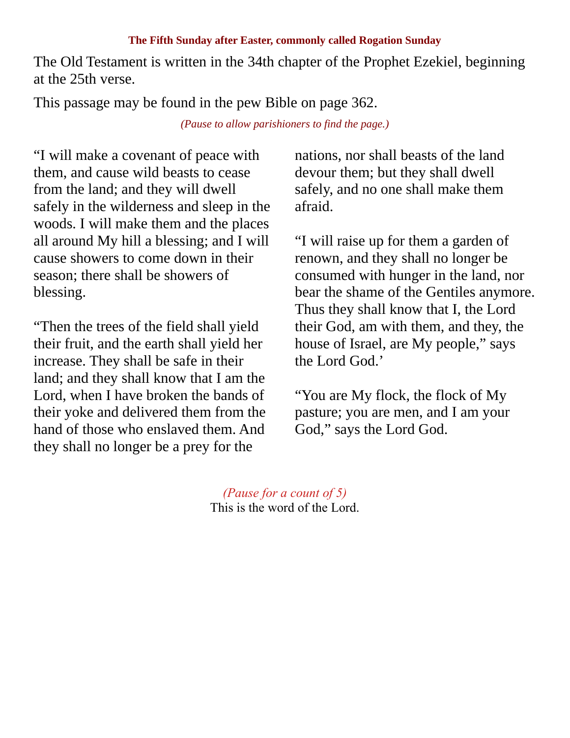### The Fifth Sunday after Easter, commonly called Rogation Sunday

The Old Testament is written in the 34th chapter of the Prophet Ezekiel, beginning at the 25th verse.

This passage may be found in the pew Bible on page 362.

*(Pause to allow parishioners to find the page.)*

“I will make a covenant of peace with them, and cause wild beasts to cease from the land; and they will dwell safely in the wilderness and sleep in the woods. I will make them and the places all around My hill a blessing; and I will cause showers to come down in their season; there shall be showers of blessing.

“Then the trees of the field shall yield their fruit, and the earth shall yield her increase. They shall be safe in their land; and they shall know that I am the Lord, when I have broken the bands of their yoke and delivered them from the hand of those who enslaved them. And they shall no longer be a prey for the nations, nor shall beasts of the land devour them; but they shall dwell safely, and no one shall make them afraid.

“I will raise up for them a garden of renown, and they shall no longer be consumed with hunger in the land, nor bear the shame of the Gentiles anymore. Thus they shall know that I, the Lord their God, am with them, and they, the house of Israel, are My people,” says the Lord God.’

“You are My flock, the flock of My pasture; you are men, and I am your God,” says the Lord God.

*(Pause for a count of 5)*

This is the word of the Lord.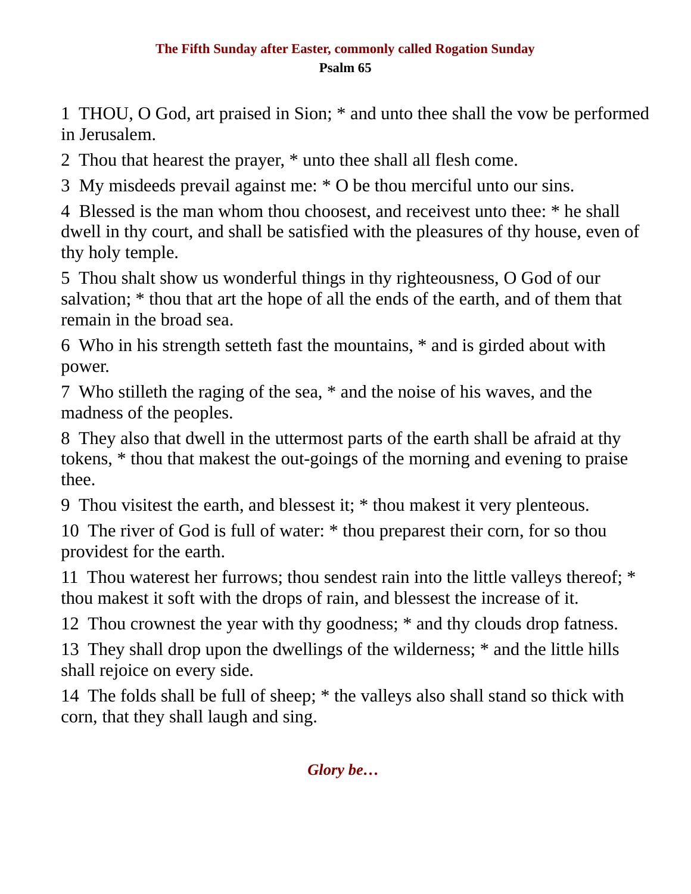**The Fifth Sunday after Easter, commonly called Rogation Sunday**

**Psalm 65**

1 THOU, O God, art praised in Sion; * and unto thee shall the vow be performed in Jerusalem.

2 Thou that hearest the prayer, * unto thee shall all flesh come.

3 My misdeeds prevail against me: * O be thou merciful unto our sins.

4 Blessed is the man whom thou choosest, and receivest unto thee: * he shall dwell in thy court, and shall be satisfied with the pleasures of thy house, even of thy holy temple.

5 Thou shalt show us wonderful things in thy righteousness, O God of our salvation; * thou that art the hope of all the ends of the earth, and of them that remain in the broad sea.

6 Who in his strength setteth fast the mountains, * and is girded about with power.

7 Who stilleth the raging of the sea, * and the noise of his waves, and the madness of the peoples.

8 They also that dwell in the uttermost parts of the earth shall be afraid at thy tokens, * thou that makest the out-goings of the morning and evening to praise thee.

9 Thou visitest the earth, and blessest it; * thou makest it very plenteous.

10 The river of God is full of water: * thou preparest their corn, for so thou providest for the earth.

11 Thou waterest her furrows; thou sendest rain into the little valleys thereof; * thou makest it soft with the drops of rain, and blessest the increase of it.

12 Thou crownest the year with thy goodness; * and thy clouds drop fatness.

13 They shall drop upon the dwellings of the wilderness; * and the little hills shall rejoice on every side.

14 The folds shall be full of sheep; * the valleys also shall stand so thick with corn, that they shall laugh and sing.

***Glory be…***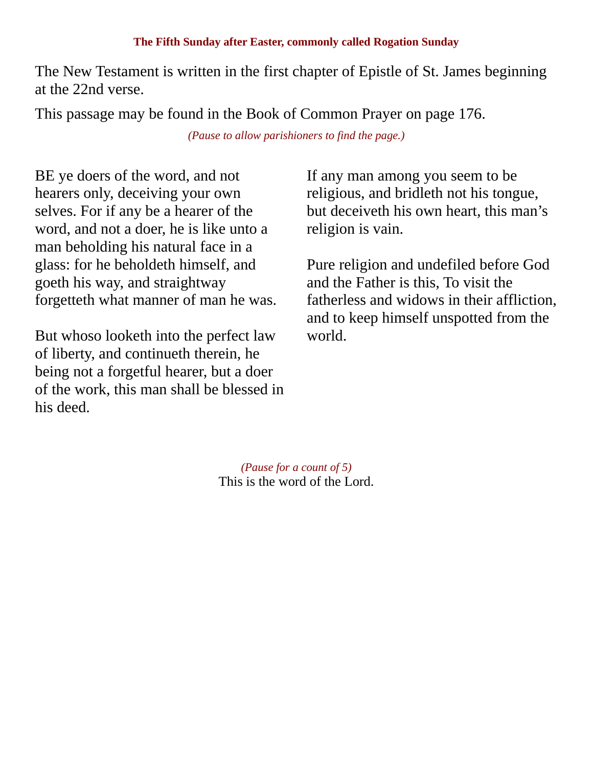**The Fifth Sunday after Easter, commonly called Rogation Sunday**

The New Testament is written in the first chapter of Epistle of St. James beginning at the 22nd verse.

This passage may be found in the Book of Common Prayer on page 176.

*(Pause to allow parishioners to find the page.)*

BE ye doers of the word, and not hearers only, deceiving your own selves. For if any be a hearer of the word, and not a doer, he is like unto a man beholding his natural face in a glass: for he beholdeth himself, and goeth his way, and straightway forgetteth what manner of man he was.

But whoso looketh into the perfect law of liberty, and continueth therein, he being not a forgetful hearer, but a doer of the work, this man shall be blessed in his deed.

If any man among you seem to be religious, and bridleth not his tongue, but deceiveth his own heart, this man's religion is vain.

Pure religion and undefiled before God and the Father is this, To visit the fatherless and widows in their affliction, and to keep himself unspotted from the world.

*(Pause for a count of 5)*

This is the word of the Lord.